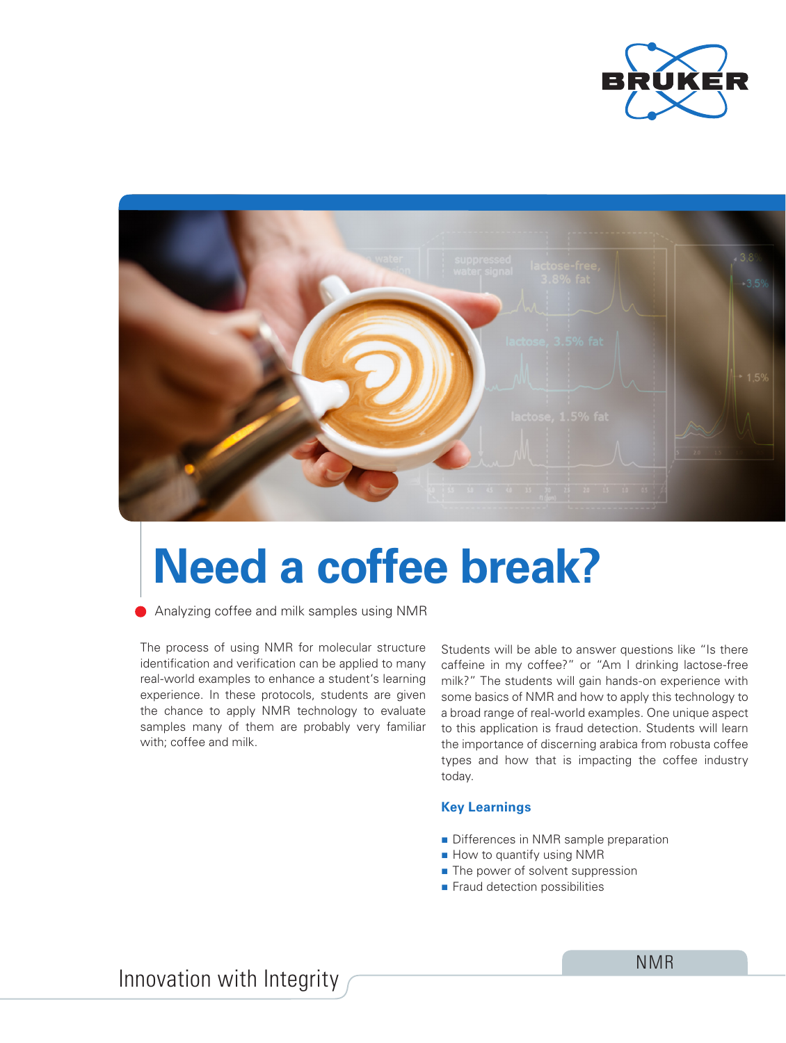# Need a coffee break?

Analyzing coffee and milk samples using NMR

The process of using NMR for molecular structure identification and verification can be applied to many real-world examples to enhance a student's learning experience. In these protocols, students are given the chance to apply NMR technology to evaluate samples many of them are probably very familiar with; coffee and milk.

Students will be able to answer questions like "Is there caffeine in my coffee?" or "Am I drinking lactose-free milk?" The students will gain hands-on experience with some basics of NMR and how to apply this technology to a broad range of real-world examples. One unique aspect to this application is fraud detection. Students will learn the importance of discerning arabica from robusta coffee types and how that is impacting the coffee industry today.

## Key Learnings

- Differences in NMR sample preparation
- How to quantify using NMR
- The power of solvent suppression
- Fraud detection possibilities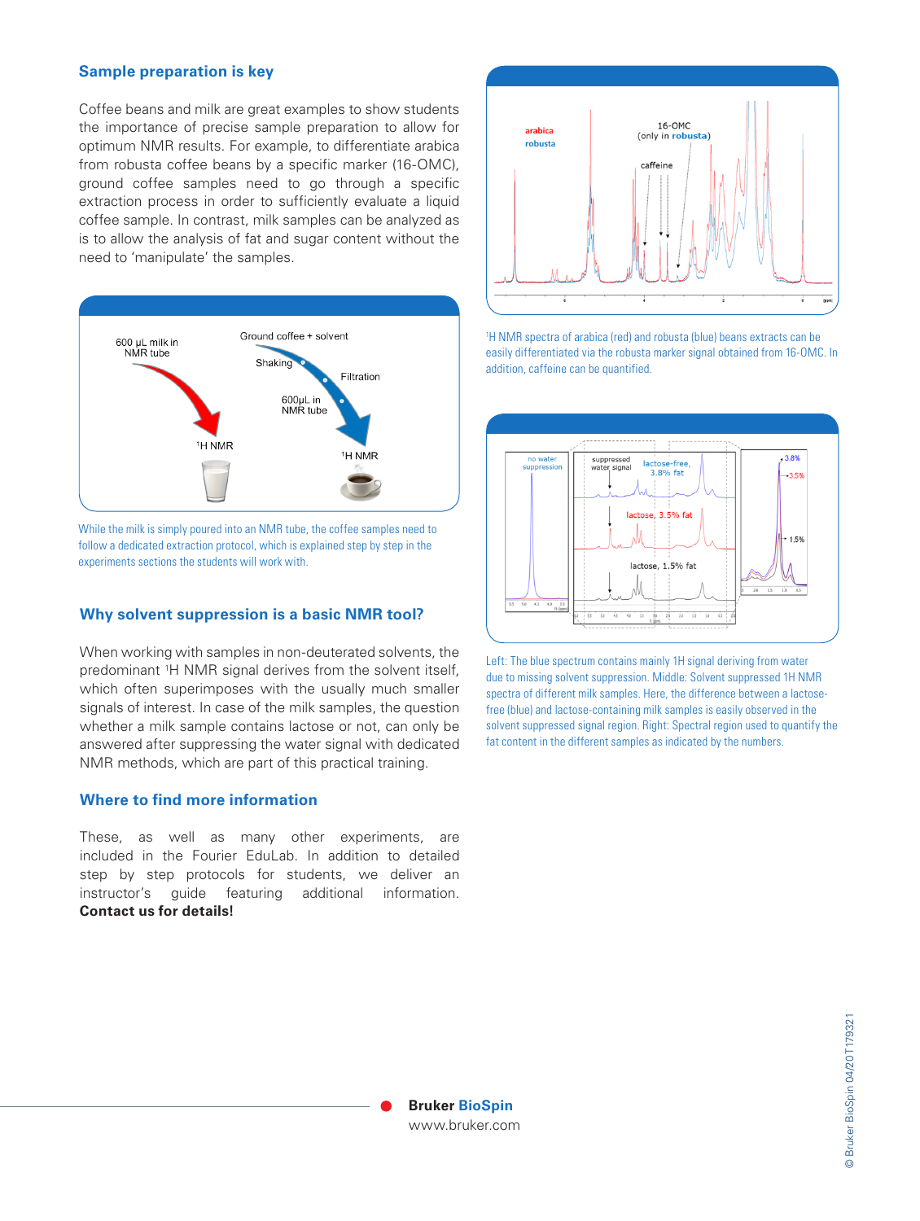## Sample preparation is key

Coffee beans and milk are great examples to show students the importance of precise sample preparation to allow for optimum NMR results. For example, to differentiate arabica from robusta coffee beans by a specific marker (16-OMC), ground coffee samples need to go through a specific extraction process in order to sufficiently evaluate a liquid coffee sample. In contrast, milk samples can be analyzed as is to allow the analysis of fat and sugar content without the need to 'manipulate' the samples.

600 µL milk in NMR tube

Ground coffee + solvent

Shaking

Filtration

600µL in NMR tube

$^1$H NMR

$^1$H NMR

While the milk is simply poured into an NMR tube, the coffee samples need to follow a dedicated extraction protocol, which is explained step by step in the experiments sections the students will work with.

arabica

robusta

16-OMC (only in robusta)

caffeine

$^1$H NMR spectra of arabica (red) and robusta (blue) beans extracts can be easily differentiated via the robusta marker signal obtained from 16-OMC. In addition, caffeine can be quantified.

## Why solvent suppression is a basic NMR tool?

When working with samples in non-deuterated solvents, the predominant $^1$H NMR signal derives from the solvent itself, which often superimposes with the usually much smaller signals of interest. In case of the milk samples, the question whether a milk sample contains lactose or not, can only be answered after suppressing the water signal with dedicated NMR methods, which are part of this practical training.

no water suppression

suppressed water signal

lactose-free, 3.8% fat

lactose, 3.5% fat

lactose, 1.5% fat

3.8%

3.5%

1.5%

Left: The blue spectrum contains mainly 1H signal deriving from water due to missing solvent suppression. Middle: Solvent suppressed 1H NMR spectra of different milk samples. Here, the difference between a lactose-free (blue) and lactose-containing milk samples is easily observed in the solvent suppressed signal region. Right: Spectral region used to quantify the fat content in the different samples as indicated by the numbers.

## Where to find more information

These, as well as many other experiments, are included in the Fourier EduLab. In addition to detailed step by step protocols for students, we deliver an instructor's guide featuring additional information. **Contact us for details!**

**Bruker BioSpin**
www.bruker.com

© Bruker BioSpin 04/20 T179321